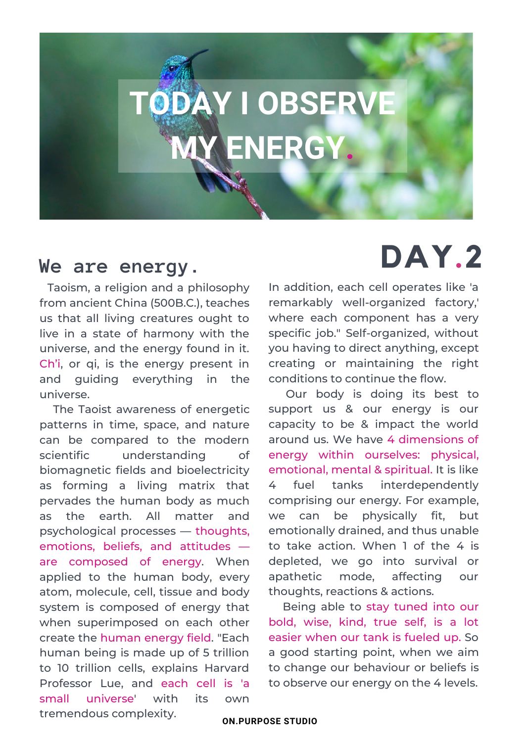# TODAY I OBSERVE MY ENERGY.

# DAY.2

## We are energy.

Taoism, a religion and a philosophy from ancient China (500B.C.), teaches us that all living creatures ought to live in a state of harmony with the universe, and the energy found in it. Ch'i, or qi, is the energy present in and guiding everything in the universe.

The Taoist awareness of energetic patterns in time, space, and nature can be compared to the modern scientific understanding of biomagnetic fields and bioelectricity as forming a living matrix that pervades the human body as much as the earth. All matter and psychological processes — thoughts, emotions, beliefs, and attitudes — are composed of energy. When applied to the human body, every atom, molecule, cell, tissue and body system is composed of energy that when superimposed on each other create the human energy field. "Each human being is made up of 5 trillion to 10 trillion cells, explains Harvard Professor Lue, and each cell is 'a small universe' with its own tremendous complexity. In addition, each cell operates like 'a remarkably well-organized factory,' where each component has a very specific job." Self-organized, without you having to direct anything, except creating or maintaining the right conditions to continue the flow.

Our body is doing its best to support us & our energy is our capacity to be & impact the world around us. We have 4 dimensions of energy within ourselves: physical, emotional, mental & spiritual. It is like 4 fuel tanks interdependently comprising our energy. For example, we can be physically fit, but emotionally drained, and thus unable to take action. When 1 of the 4 is depleted, we go into survival or apathetic mode, affecting our thoughts, reactions & actions.

Being able to stay tuned into our bold, wise, kind, true self, is a lot easier when our tank is fueled up. So a good starting point, when we aim to change our behaviour or beliefs is to observe our energy on the 4 levels.

ON.PURPOSE STUDIO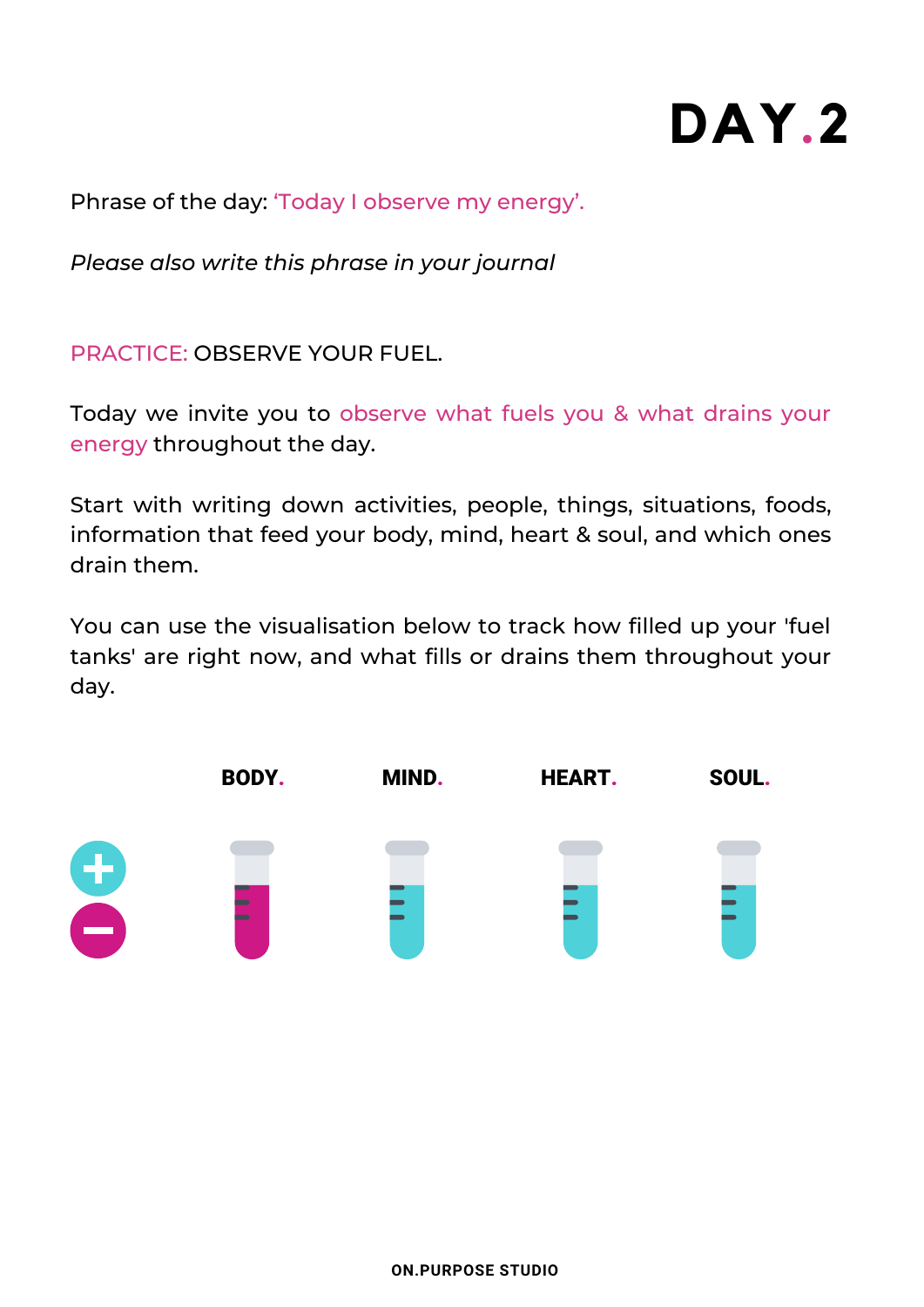# DAY.2

Phrase of the day: 'Today I observe my energy'.

*Please also write this phrase in your journal*

PRACTICE: OBSERVE YOUR FUEL.

Today we invite you to observe what fuels you & what drains your energy throughout the day.

Start with writing down activities, people, things, situations, foods, information that feed your body, mind, heart & soul, and which ones drain them.

You can use the visualisation below to track how filled up your 'fuel tanks' are right now, and what fills or drains them throughout your day.

BODY.

MIND.

HEART.

SOUL.

ON.PURPOSE STUDIO